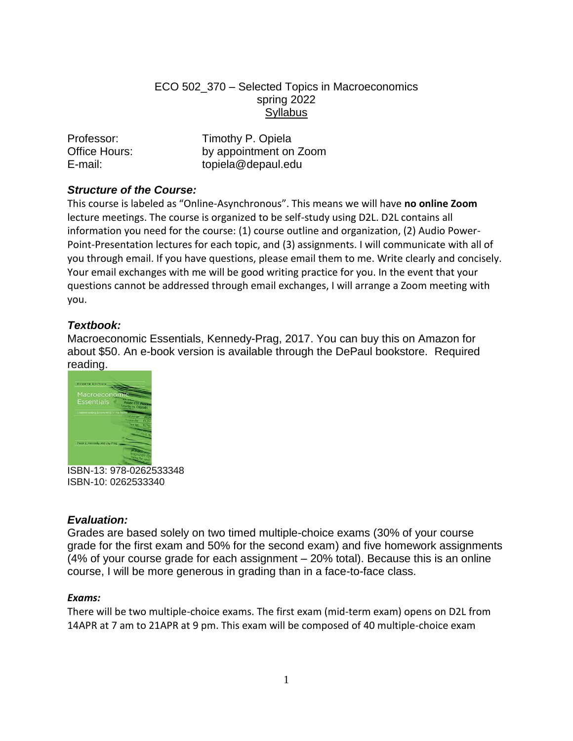# ECO 502_370 – Selected Topics in Macroeconomics
spring 2022
Syllabus

Professor: Timothy P. Opiela
Office Hours: by appointment on Zoom
E-mail: topiela@depaul.edu

### *Structure of the Course:*

This course is labeled as "Online-Asynchronous". This means we will have **no online Zoom** lecture meetings. The course is organized to be self-study using D2L. D2L contains all information you need for the course: (1) course outline and organization, (2) Audio Power-Point-Presentation lectures for each topic, and (3) assignments. I will communicate with all of you through email. If you have questions, please email them to me. Write clearly and concisely. Your email exchanges with me will be good writing practice for you. In the event that your questions cannot be addressed through email exchanges, I will arrange a Zoom meeting with you.

### *Textbook:*

Macroeconomic Essentials, Kennedy-Prag, 2017. You can buy this on Amazon for about $50. An e-book version is available through the DePaul bookstore. Required reading.

ISBN-13: 978-0262533348
ISBN-10: 0262533340

### *Evaluation:*

Grades are based solely on two timed multiple-choice exams (30% of your course grade for the first exam and 50% for the second exam) and five homework assignments (4% of your course grade for each assignment – 20% total). Because this is an online course, I will be more generous in grading than in a face-to-face class.

#### *Exams:*

There will be two multiple-choice exams. The first exam (mid-term exam) opens on D2L from 14APR at 7 am to 21APR at 9 pm. This exam will be composed of 40 multiple-choice exam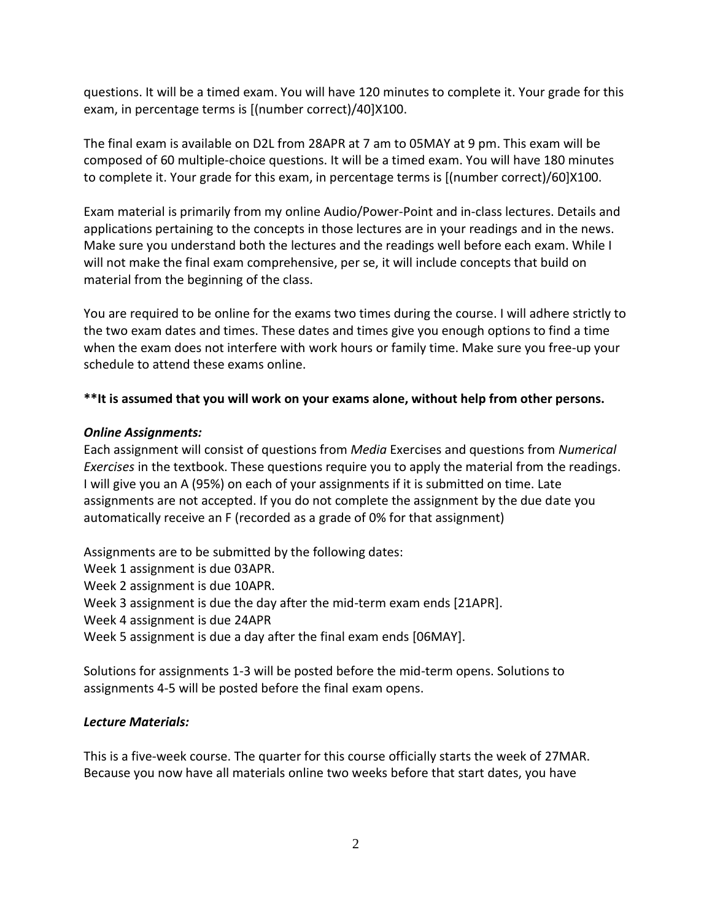questions. It will be a timed exam. You will have 120 minutes to complete it. Your grade for this exam, in percentage terms is [(number correct)/40]X100.

The final exam is available on D2L from 28APR at 7 am to 05MAY at 9 pm. This exam will be composed of 60 multiple-choice questions. It will be a timed exam. You will have 180 minutes to complete it. Your grade for this exam, in percentage terms is [(number correct)/60]X100.

Exam material is primarily from my online Audio/Power-Point and in-class lectures. Details and applications pertaining to the concepts in those lectures are in your readings and in the news. Make sure you understand both the lectures and the readings well before each exam. While I will not make the final exam comprehensive, per se, it will include concepts that build on material from the beginning of the class.

You are required to be online for the exams two times during the course. I will adhere strictly to the two exam dates and times. These dates and times give you enough options to find a time when the exam does not interfere with work hours or family time. Make sure you free-up your schedule to attend these exams online.

**It is assumed that you will work on your exams alone, without help from other persons.**

***Online Assignments:***

Each assignment will consist of questions from *Media* Exercises and questions from *Numerical Exercises* in the textbook. These questions require you to apply the material from the readings. I will give you an A (95%) on each of your assignments if it is submitted on time. Late assignments are not accepted. If you do not complete the assignment by the due date you automatically receive an F (recorded as a grade of 0% for that assignment)

Assignments are to be submitted by the following dates:
Week 1 assignment is due 03APR.
Week 2 assignment is due 10APR.
Week 3 assignment is due the day after the mid-term exam ends [21APR].
Week 4 assignment is due 24APR
Week 5 assignment is due a day after the final exam ends [06MAY].

Solutions for assignments 1-3 will be posted before the mid-term opens. Solutions to assignments 4-5 will be posted before the final exam opens.

***Lecture Materials:***

This is a five-week course. The quarter for this course officially starts the week of 27MAR. Because you now have all materials online two weeks before that start dates, you have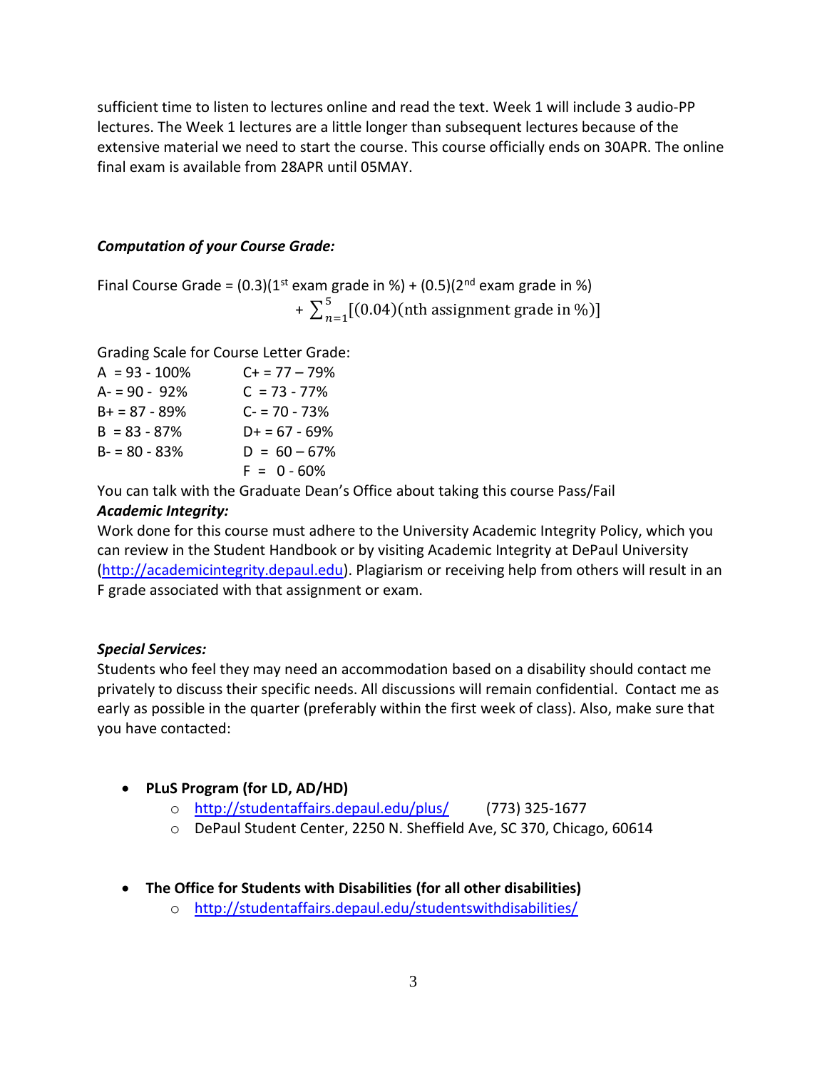sufficient time to listen to lectures online and read the text. Week 1 will include 3 audio-PP lectures. The Week 1 lectures are a little longer than subsequent lectures because of the extensive material we need to start the course. This course officially ends on 30APR. The online final exam is available from 28APR until 05MAY.

***Computation of your Course Grade:***

$$\text{Final Course Grade} = (0.3)(1^{\text{st}}\text{ exam grade in \%}) + (0.5)(2^{\text{nd}}\text{ exam grade in \%}) + \sum_{n=1}^{5}[(0.04)(\text{nth assignment grade in \%})]$$

Grading Scale for Course Letter Grade:

| | |
|---|---|
| A = 93 - 100% | C+ = 77 – 79% |
| A- = 90 - 92% | C = 73 - 77% |
| B+ = 87 - 89% | C- = 70 - 73% |
| B = 83 - 87% | D+ = 67 - 69% |
| B- = 80 - 83% | D = 60 – 67% |
| | F = 0 - 60% |

You can talk with the Graduate Dean's Office about taking this course Pass/Fail

***Academic Integrity:***

Work done for this course must adhere to the University Academic Integrity Policy, which you can review in the Student Handbook or by visiting Academic Integrity at DePaul University (http://academicintegrity.depaul.edu). Plagiarism or receiving help from others will result in an F grade associated with that assignment or exam.

***Special Services:***

Students who feel they may need an accommodation based on a disability should contact me privately to discuss their specific needs. All discussions will remain confidential. Contact me as early as possible in the quarter (preferably within the first week of class). Also, make sure that you have contacted:

- **PLuS Program (for LD, AD/HD)**
  - http://studentaffairs.depaul.edu/plus/ (773) 325-1677
  - DePaul Student Center, 2250 N. Sheffield Ave, SC 370, Chicago, 60614

- **The Office for Students with Disabilities (for all other disabilities)**
  - http://studentaffairs.depaul.edu/studentswithdisabilities/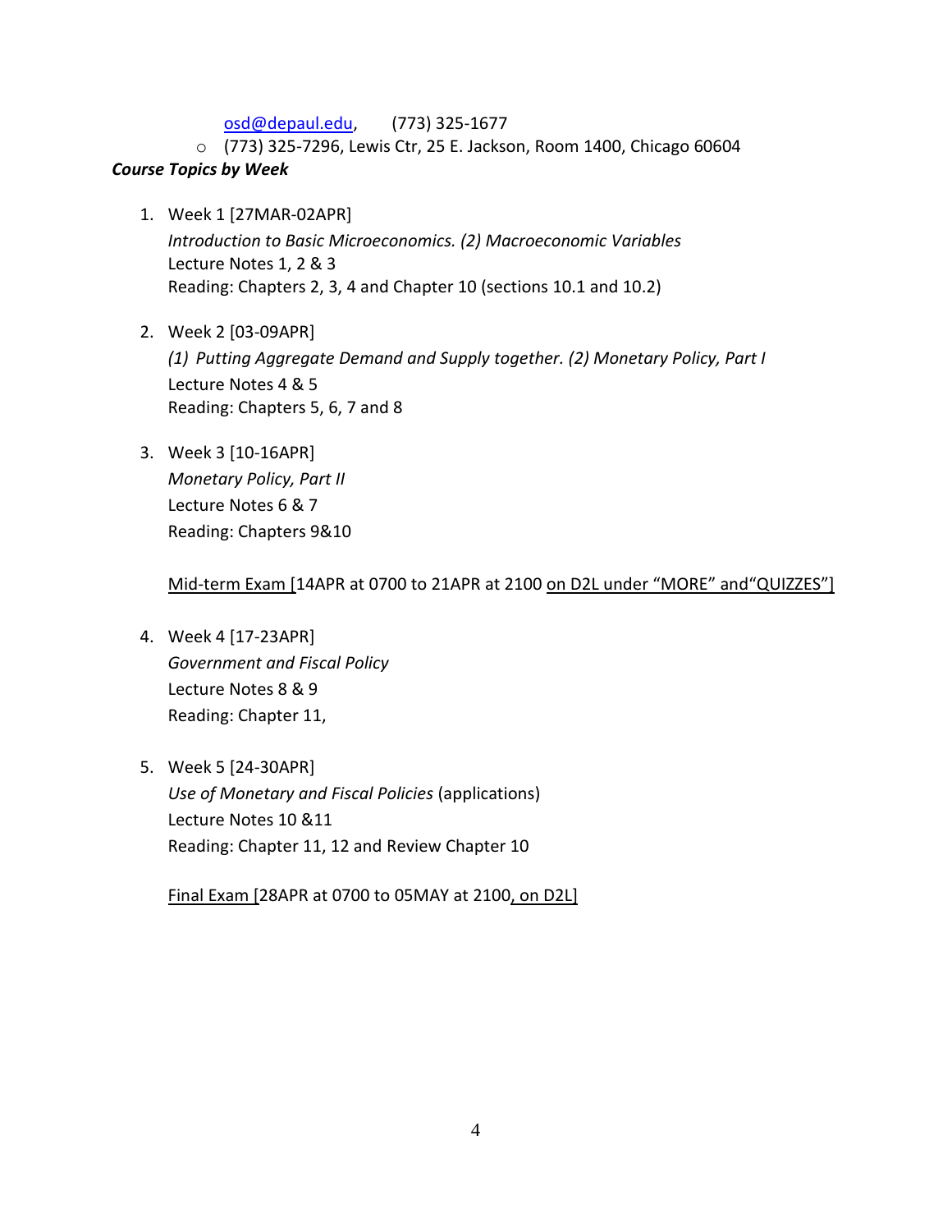osd@depaul.edu, (773) 325-1677

- (773) 325-7296, Lewis Ctr, 25 E. Jackson, Room 1400, Chicago 60604

***Course Topics by Week***

1. Week 1 [27MAR-02APR]
   *Introduction to Basic Microeconomics. (2) Macroeconomic Variables*
   Lecture Notes 1, 2 & 3
   Reading: Chapters 2, 3, 4 and Chapter 10 (sections 10.1 and 10.2)

2. Week 2 [03-09APR]
   *(1) Putting Aggregate Demand and Supply together. (2) Monetary Policy, Part I*
   Lecture Notes 4 & 5
   Reading: Chapters 5, 6, 7 and 8

3. Week 3 [10-16APR]
   *Monetary Policy, Part II*
   Lecture Notes 6 & 7
   Reading: Chapters 9&10

   Mid-term Exam [14APR at 0700 to 21APR at 2100 on D2L under "MORE" and"QUIZZES"]

4. Week 4 [17-23APR]
   *Government and Fiscal Policy*
   Lecture Notes 8 & 9
   Reading: Chapter 11,

5. Week 5 [24-30APR]
   *Use of Monetary and Fiscal Policies* (applications)
   Lecture Notes 10 &11
   Reading: Chapter 11, 12 and Review Chapter 10

   Final Exam [28APR at 0700 to 05MAY at 2100, on D2L]